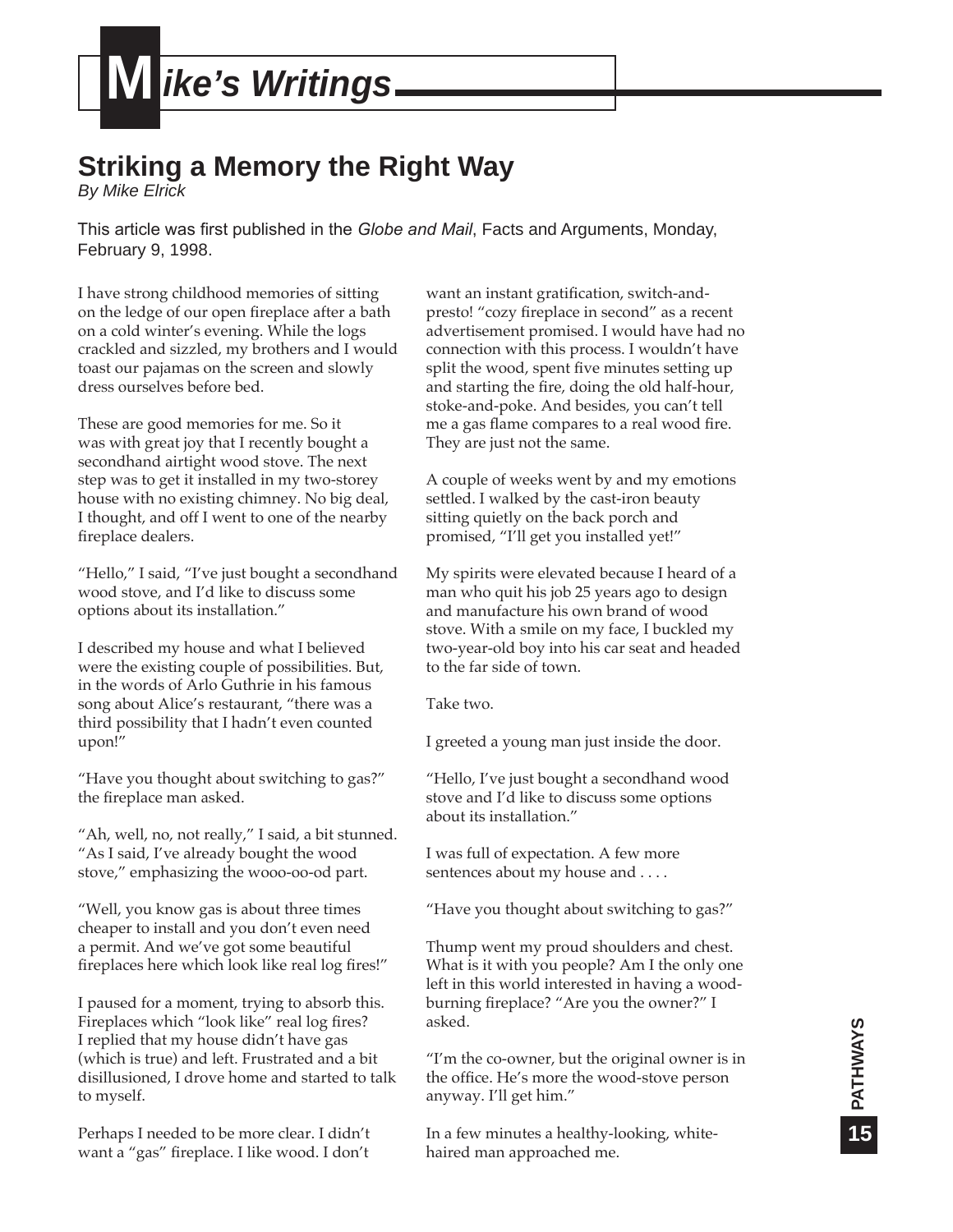# Mike's Writings

## Striking a Memory the Right Way

*By Mike Elrick*

This article was first published in the *Globe and Mail*, Facts and Arguments, Monday, February 9, 1998.

I have strong childhood memories of sitting on the ledge of our open fireplace after a bath on a cold winter's evening. While the logs crackled and sizzled, my brothers and I would toast our pajamas on the screen and slowly dress ourselves before bed.

These are good memories for me. So it was with great joy that I recently bought a secondhand airtight wood stove. The next step was to get it installed in my two-storey house with no existing chimney. No big deal, I thought, and off I went to one of the nearby fireplace dealers.

"Hello," I said, "I've just bought a secondhand wood stove, and I'd like to discuss some options about its installation."

I described my house and what I believed were the existing couple of possibilities. But, in the words of Arlo Guthrie in his famous song about Alice's restaurant, "there was a third possibility that I hadn't even counted upon!"

"Have you thought about switching to gas?" the fireplace man asked.

"Ah, well, no, not really," I said, a bit stunned. "As I said, I've already bought the wood stove," emphasizing the wooo-oo-od part.

"Well, you know gas is about three times cheaper to install and you don't even need a permit. And we've got some beautiful fireplaces here which look like real log fires!"

I paused for a moment, trying to absorb this. Fireplaces which "look like" real log fires? I replied that my house didn't have gas (which is true) and left. Frustrated and a bit disillusioned, I drove home and started to talk to myself.

Perhaps I needed to be more clear. I didn't want a "gas" fireplace. I like wood. I don't want an instant gratification, switch-and-presto! "cozy fireplace in second" as a recent advertisement promised. I would have had no connection with this process. I wouldn't have split the wood, spent five minutes setting up and starting the fire, doing the old half-hour, stoke-and-poke. And besides, you can't tell me a gas flame compares to a real wood fire. They are just not the same.

A couple of weeks went by and my emotions settled. I walked by the cast-iron beauty sitting quietly on the back porch and promised, "I'll get you installed yet!"

My spirits were elevated because I heard of a man who quit his job 25 years ago to design and manufacture his own brand of wood stove. With a smile on my face, I buckled my two-year-old boy into his car seat and headed to the far side of town.

Take two.

I greeted a young man just inside the door.

"Hello, I've just bought a secondhand wood stove and I'd like to discuss some options about its installation."

I was full of expectation. A few more sentences about my house and . . . .

"Have you thought about switching to gas?"

Thump went my proud shoulders and chest. What is it with you people? Am I the only one left in this world interested in having a wood-burning fireplace? "Are you the owner?" I asked.

"I'm the co-owner, but the original owner is in the office. He's more the wood-stove person anyway. I'll get him."

In a few minutes a healthy-looking, white-haired man approached me.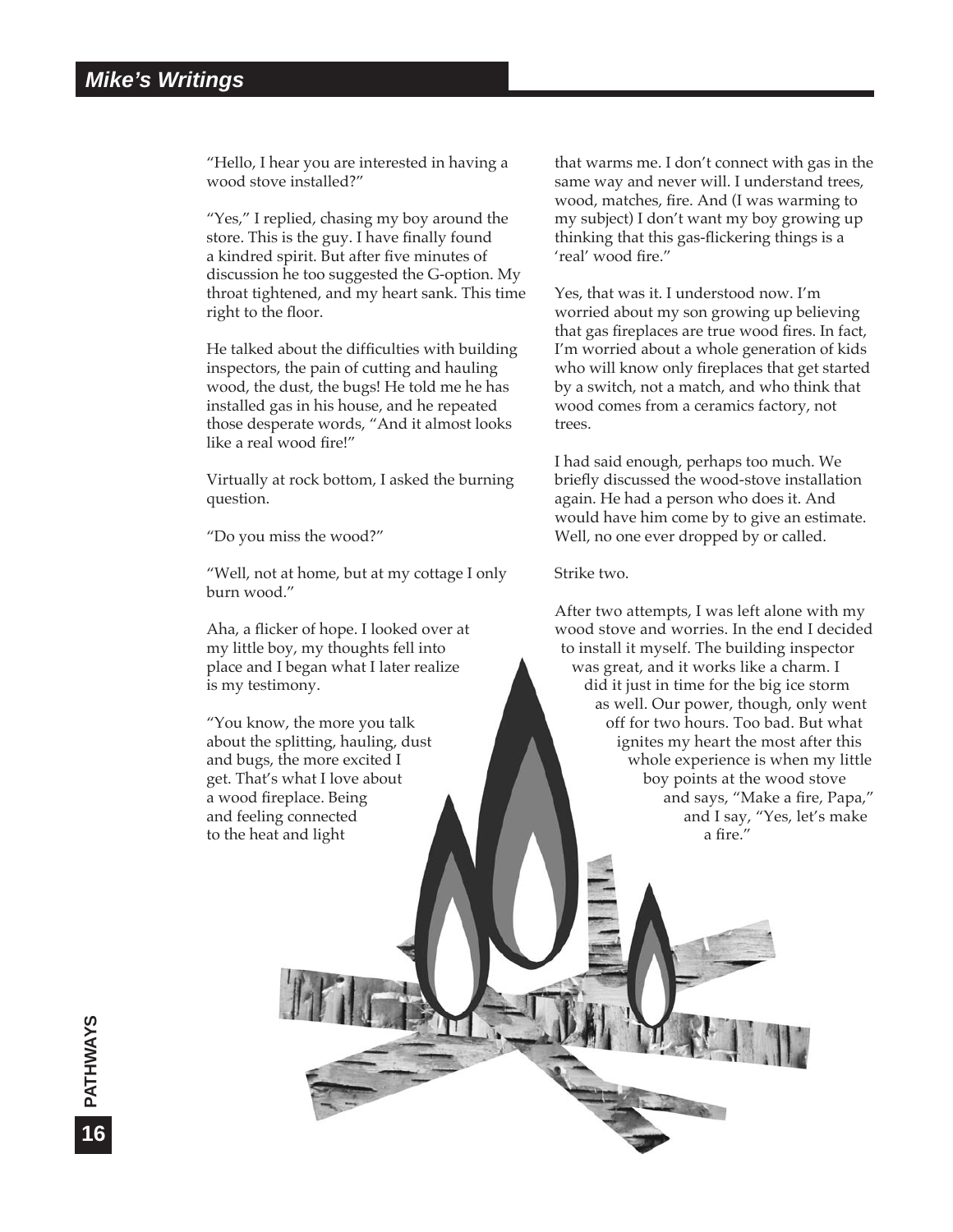“Hello, I hear you are interested in having a wood stove installed?”

“Yes,” I replied, chasing my boy around the store. This is the guy. I have finally found a kindred spirit. But after five minutes of discussion he too suggested the G-option. My throat tightened, and my heart sank. This time right to the floor.

He talked about the difficulties with building inspectors, the pain of cutting and hauling wood, the dust, the bugs! He told me he has installed gas in his house, and he repeated those desperate words, “And it almost looks like a real wood fire!”

Virtually at rock bottom, I asked the burning question.

“Do you miss the wood?”

“Well, not at home, but at my cottage I only burn wood.”

Aha, a flicker of hope. I looked over at my little boy, my thoughts fell into place and I began what I later realize is my testimony.

“You know, the more you talk about the splitting, hauling, dust and bugs, the more excited I get. That’s what I love about a wood fireplace. Being and feeling connected to the heat and light that warms me. I don’t connect with gas in the same way and never will. I understand trees, wood, matches, fire. And (I was warming to my subject) I don’t want my boy growing up thinking that this gas-flickering things is a ‘real’ wood fire.”

Yes, that was it. I understood now. I’m worried about my son growing up believing that gas fireplaces are true wood fires. In fact, I’m worried about a whole generation of kids who will know only fireplaces that get started by a switch, not a match, and who think that wood comes from a ceramics factory, not trees.

I had said enough, perhaps too much. We briefly discussed the wood-stove installation again. He had a person who does it. And would have him come by to give an estimate. Well, no one ever dropped by or called.

Strike two.

After two attempts, I was left alone with my wood stove and worries. In the end I decided to install it myself. The building inspector was great, and it works like a charm. I did it just in time for the big ice storm as well. Our power, though, only went off for two hours. Too bad. But what ignites my heart the most after this whole experience is when my little boy points at the wood stove and says, “Make a fire, Papa,” and I say, “Yes, let’s make a fire.”